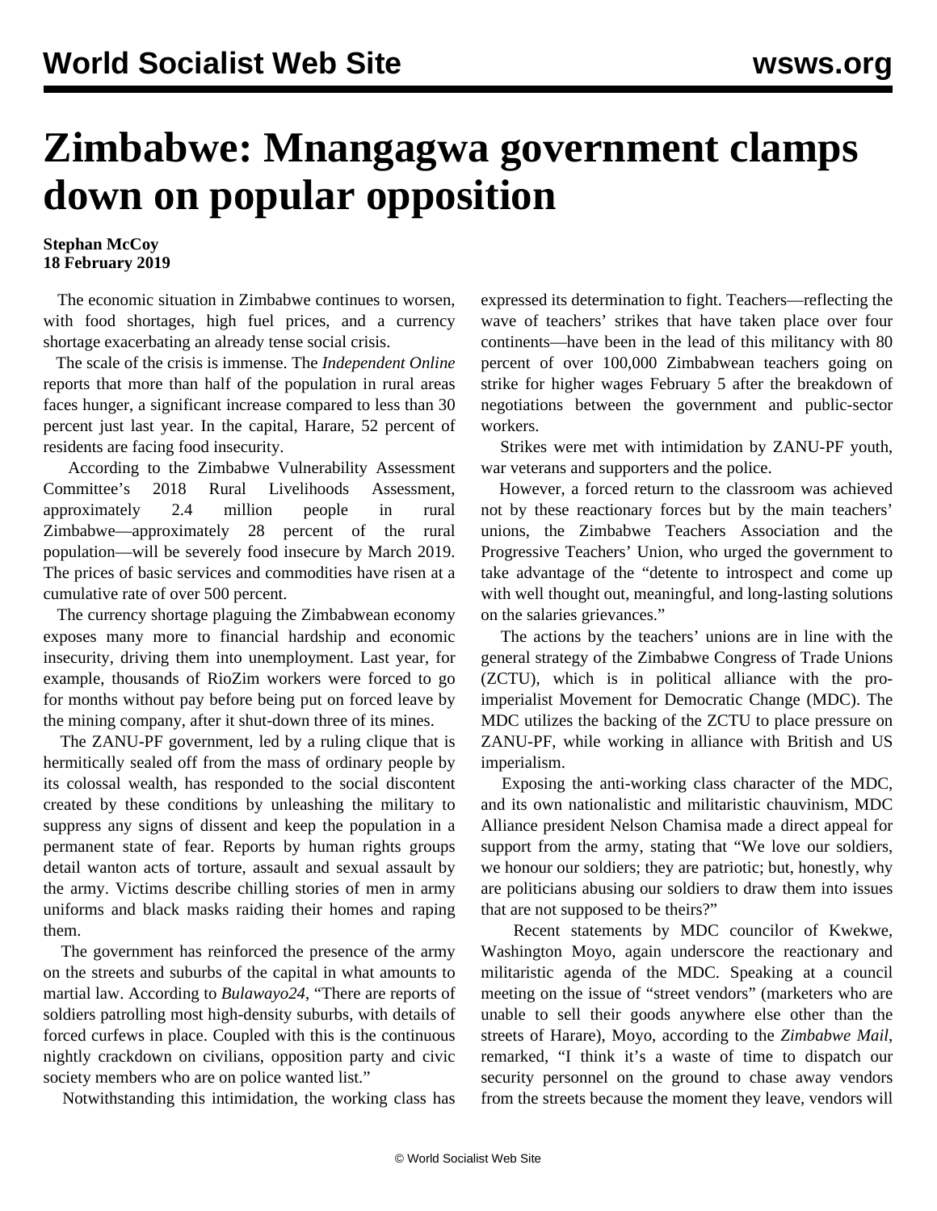# Zimbabwe: Mnangagwa government clamps down on popular opposition

**Stephan McCoy**
**18 February 2019**

The economic situation in Zimbabwe continues to worsen, with food shortages, high fuel prices, and a currency shortage exacerbating an already tense social crisis.

The scale of the crisis is immense. The *Independent Online* reports that more than half of the population in rural areas faces hunger, a significant increase compared to less than 30 percent just last year. In the capital, Harare, 52 percent of residents are facing food insecurity.

According to the Zimbabwe Vulnerability Assessment Committee's 2018 Rural Livelihoods Assessment, approximately 2.4 million people in rural Zimbabwe—approximately 28 percent of the rural population—will be severely food insecure by March 2019. The prices of basic services and commodities have risen at a cumulative rate of over 500 percent.

The currency shortage plaguing the Zimbabwean economy exposes many more to financial hardship and economic insecurity, driving them into unemployment. Last year, for example, thousands of RioZim workers were forced to go for months without pay before being put on forced leave by the mining company, after it shut-down three of its mines.

The ZANU-PF government, led by a ruling clique that is hermitically sealed off from the mass of ordinary people by its colossal wealth, has responded to the social discontent created by these conditions by unleashing the military to suppress any signs of dissent and keep the population in a permanent state of fear. Reports by human rights groups detail wanton acts of torture, assault and sexual assault by the army. Victims describe chilling stories of men in army uniforms and black masks raiding their homes and raping them.

The government has reinforced the presence of the army on the streets and suburbs of the capital in what amounts to martial law. According to *Bulawayo24*, "There are reports of soldiers patrolling most high-density suburbs, with details of forced curfews in place. Coupled with this is the continuous nightly crackdown on civilians, opposition party and civic society members who are on police wanted list."

Notwithstanding this intimidation, the working class has expressed its determination to fight. Teachers—reflecting the wave of teachers' strikes that have taken place over four continents—have been in the lead of this militancy with 80 percent of over 100,000 Zimbabwean teachers going on strike for higher wages February 5 after the breakdown of negotiations between the government and public-sector workers.

Strikes were met with intimidation by ZANU-PF youth, war veterans and supporters and the police.

However, a forced return to the classroom was achieved not by these reactionary forces but by the main teachers' unions, the Zimbabwe Teachers Association and the Progressive Teachers' Union, who urged the government to take advantage of the "detente to introspect and come up with well thought out, meaningful, and long-lasting solutions on the salaries grievances."

The actions by the teachers' unions are in line with the general strategy of the Zimbabwe Congress of Trade Unions (ZCTU), which is in political alliance with the pro-imperialist Movement for Democratic Change (MDC). The MDC utilizes the backing of the ZCTU to place pressure on ZANU-PF, while working in alliance with British and US imperialism.

Exposing the anti-working class character of the MDC, and its own nationalistic and militaristic chauvinism, MDC Alliance president Nelson Chamisa made a direct appeal for support from the army, stating that "We love our soldiers, we honour our soldiers; they are patriotic; but, honestly, why are politicians abusing our soldiers to draw them into issues that are not supposed to be theirs?"

Recent statements by MDC councilor of Kwekwe, Washington Moyo, again underscore the reactionary and militaristic agenda of the MDC. Speaking at a council meeting on the issue of "street vendors" (marketers who are unable to sell their goods anywhere else other than the streets of Harare), Moyo, according to the *Zimbabwe Mail*, remarked, "I think it's a waste of time to dispatch our security personnel on the ground to chase away vendors from the streets because the moment they leave, vendors will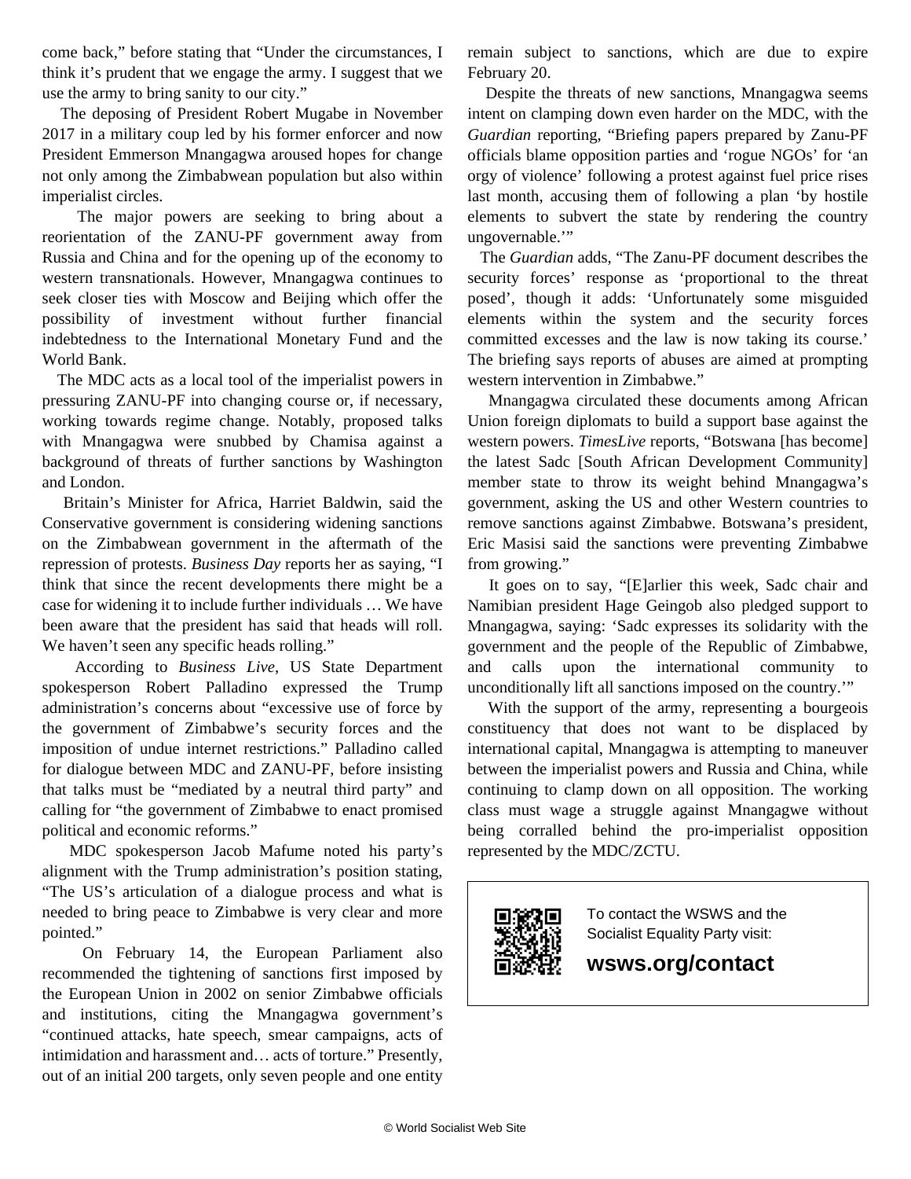come back," before stating that "Under the circumstances, I think it's prudent that we engage the army. I suggest that we use the army to bring sanity to our city."

The deposing of President Robert Mugabe in November 2017 in a military coup led by his former enforcer and now President Emmerson Mnangagwa aroused hopes for change not only among the Zimbabwean population but also within imperialist circles.

The major powers are seeking to bring about a reorientation of the ZANU-PF government away from Russia and China and for the opening up of the economy to western transnationals. However, Mnangagwa continues to seek closer ties with Moscow and Beijing which offer the possibility of investment without further financial indebtedness to the International Monetary Fund and the World Bank.

The MDC acts as a local tool of the imperialist powers in pressuring ZANU-PF into changing course or, if necessary, working towards regime change. Notably, proposed talks with Mnangagwa were snubbed by Chamisa against a background of threats of further sanctions by Washington and London.

Britain's Minister for Africa, Harriet Baldwin, said the Conservative government is considering widening sanctions on the Zimbabwean government in the aftermath of the repression of protests. *Business Day* reports her as saying, "I think that since the recent developments there might be a case for widening it to include further individuals … We have been aware that the president has said that heads will roll. We haven't seen any specific heads rolling."

According to *Business Live*, US State Department spokesperson Robert Palladino expressed the Trump administration's concerns about "excessive use of force by the government of Zimbabwe's security forces and the imposition of undue internet restrictions." Palladino called for dialogue between MDC and ZANU-PF, before insisting that talks must be "mediated by a neutral third party" and calling for "the government of Zimbabwe to enact promised political and economic reforms."

MDC spokesperson Jacob Mafume noted his party's alignment with the Trump administration's position stating, "The US's articulation of a dialogue process and what is needed to bring peace to Zimbabwe is very clear and more pointed."

On February 14, the European Parliament also recommended the tightening of sanctions first imposed by the European Union in 2002 on senior Zimbabwe officials and institutions, citing the Mnangagwa government's "continued attacks, hate speech, smear campaigns, acts of intimidation and harassment and… acts of torture." Presently, out of an initial 200 targets, only seven people and one entity remain subject to sanctions, which are due to expire February 20.

Despite the threats of new sanctions, Mnangagwa seems intent on clamping down even harder on the MDC, with the *Guardian* reporting, "Briefing papers prepared by Zanu-PF officials blame opposition parties and 'rogue NGOs' for 'an orgy of violence' following a protest against fuel price rises last month, accusing them of following a plan 'by hostile elements to subvert the state by rendering the country ungovernable.'"

The *Guardian* adds, "The Zanu-PF document describes the security forces' response as 'proportional to the threat posed', though it adds: 'Unfortunately some misguided elements within the system and the security forces committed excesses and the law is now taking its course.' The briefing says reports of abuses are aimed at prompting western intervention in Zimbabwe."

Mnangagwa circulated these documents among African Union foreign diplomats to build a support base against the western powers. *TimesLive* reports, "Botswana [has become] the latest Sadc [South African Development Community] member state to throw its weight behind Mnangagwa's government, asking the US and other Western countries to remove sanctions against Zimbabwe. Botswana's president, Eric Masisi said the sanctions were preventing Zimbabwe from growing."

It goes on to say, "[E]arlier this week, Sadc chair and Namibian president Hage Geingob also pledged support to Mnangagwa, saying: 'Sadc expresses its solidarity with the government and the people of the Republic of Zimbabwe, and calls upon the international community to unconditionally lift all sanctions imposed on the country.'"

With the support of the army, representing a bourgeois constituency that does not want to be displaced by international capital, Mnangagwa is attempting to maneuver between the imperialist powers and Russia and China, while continuing to clamp down on all opposition. The working class must wage a struggle against Mnangagwe without being corralled behind the pro-imperialist opposition represented by the MDC/ZCTU.

To contact the WSWS and the Socialist Equality Party visit:

**wsws.org/contact**